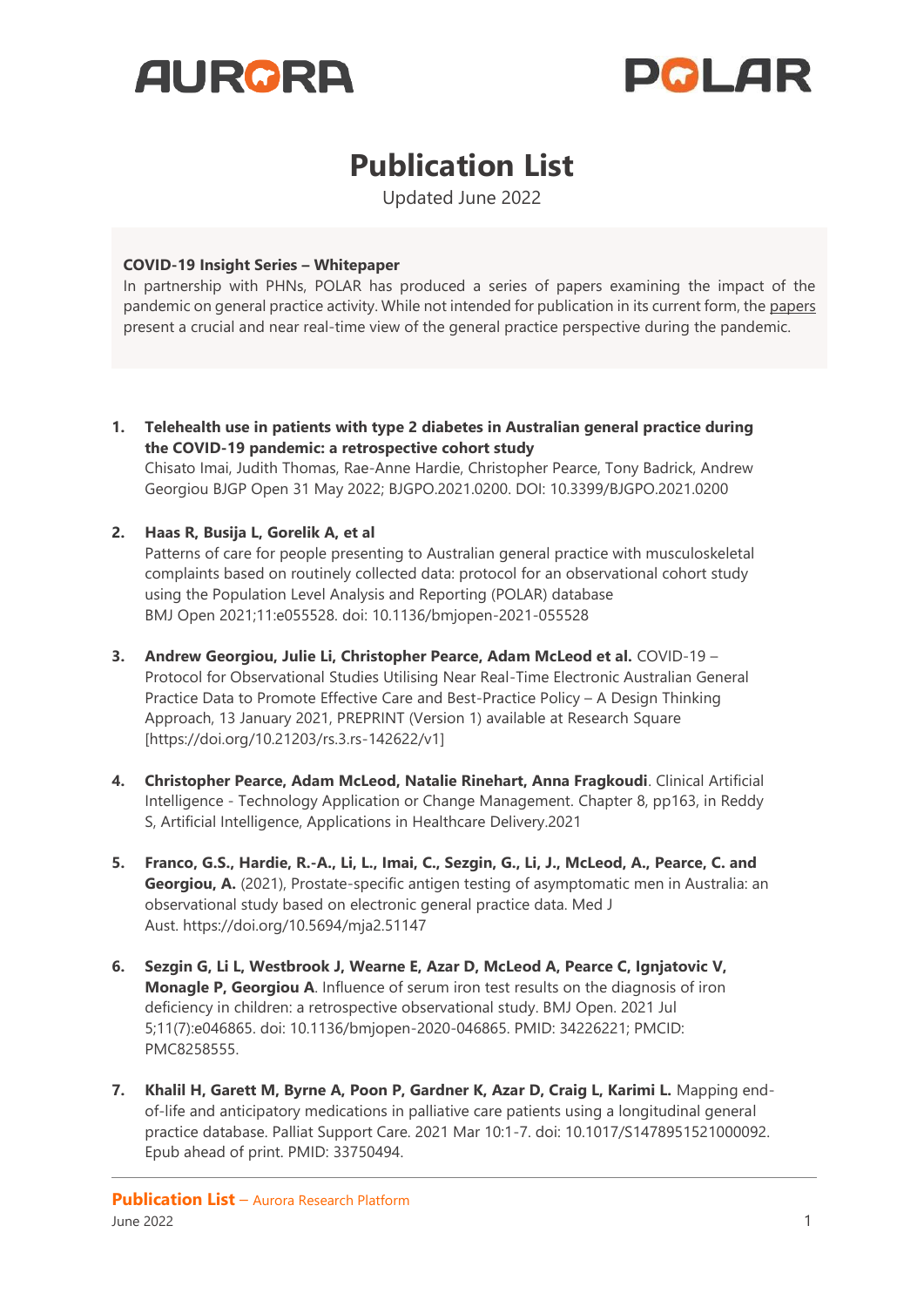# Publication List

Updated June 2022

**COVID-19 Insight Series – Whitepaper**

In partnership with PHNs, POLAR has produced a series of papers examining the impact of the pandemic on general practice activity. While not intended for publication in its current form, the papers present a crucial and near real-time view of the general practice perspective during the pandemic.

1. **Telehealth use in patients with type 2 diabetes in Australian general practice during the COVID-19 pandemic: a retrospective cohort study**
   Chisato Imai, Judith Thomas, Rae-Anne Hardie, Christopher Pearce, Tony Badrick, Andrew Georgiou BJGP Open 31 May 2022; BJGPO.2021.0200. DOI: 10.3399/BJGPO.2021.0200

2. **Haas R, Busija L, Gorelik A, et al**
   Patterns of care for people presenting to Australian general practice with musculoskeletal complaints based on routinely collected data: protocol for an observational cohort study using the Population Level Analysis and Reporting (POLAR) database
   BMJ Open 2021;11:e055528. doi: 10.1136/bmjopen-2021-055528

3. **Andrew Georgiou, Julie Li, Christopher Pearce, Adam McLeod et al.** COVID-19 – Protocol for Observational Studies Utilising Near Real-Time Electronic Australian General Practice Data to Promote Effective Care and Best-Practice Policy – A Design Thinking Approach, 13 January 2021, PREPRINT (Version 1) available at Research Square [https://doi.org/10.21203/rs.3.rs-142622/v1]

4. **Christopher Pearce, Adam McLeod, Natalie Rinehart, Anna Fragkoudi**. Clinical Artificial Intelligence - Technology Application or Change Management. Chapter 8, pp163, in Reddy S, Artificial Intelligence, Applications in Healthcare Delivery.2021

5. **Franco, G.S., Hardie, R.-A., Li, L., Imai, C., Sezgin, G., Li, J., McLeod, A., Pearce, C. and Georgiou, A.** (2021), Prostate-specific antigen testing of asymptomatic men in Australia: an observational study based on electronic general practice data. Med J Aust. https://doi.org/10.5694/mja2.51147

6. **Sezgin G, Li L, Westbrook J, Wearne E, Azar D, McLeod A, Pearce C, Ignjatovic V, Monagle P, Georgiou A**. Influence of serum iron test results on the diagnosis of iron deficiency in children: a retrospective observational study. BMJ Open. 2021 Jul 5;11(7):e046865. doi: 10.1136/bmjopen-2020-046865. PMID: 34226221; PMCID: PMC8258555.

7. **Khalil H, Garett M, Byrne A, Poon P, Gardner K, Azar D, Craig L, Karimi L.** Mapping end-of-life and anticipatory medications in palliative care patients using a longitudinal general practice database. Palliat Support Care. 2021 Mar 10:1-7. doi: 10.1017/S1478951521000092. Epub ahead of print. PMID: 33750494.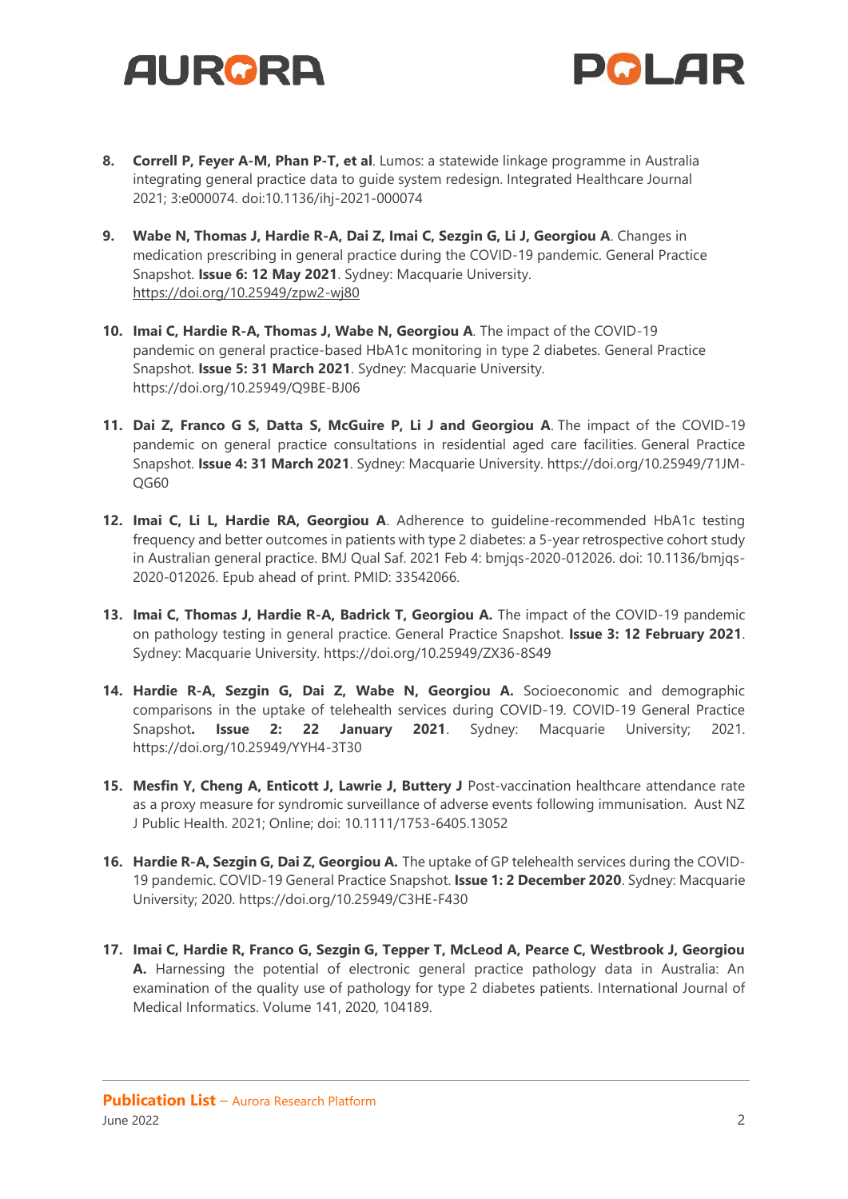8. **Correll P, Feyer A-M, Phan P-T, et al**. Lumos: a statewide linkage programme in Australia integrating general practice data to guide system redesign. Integrated Healthcare Journal 2021; 3:e000074. doi:10.1136/ihj-2021-000074

9. **Wabe N, Thomas J, Hardie R-A, Dai Z, Imai C, Sezgin G, Li J, Georgiou A**. Changes in medication prescribing in general practice during the COVID-19 pandemic. General Practice Snapshot. **Issue 6: 12 May 2021**. Sydney: Macquarie University. https://doi.org/10.25949/zpw2-wj80

10. **Imai C, Hardie R-A, Thomas J, Wabe N, Georgiou A**. The impact of the COVID-19 pandemic on general practice-based HbA1c monitoring in type 2 diabetes. General Practice Snapshot. **Issue 5: 31 March 2021**. Sydney: Macquarie University. https://doi.org/10.25949/Q9BE-BJ06

11. **Dai Z, Franco G S, Datta S, McGuire P, Li J and Georgiou A**. The impact of the COVID-19 pandemic on general practice consultations in residential aged care facilities. General Practice Snapshot. **Issue 4: 31 March 2021**. Sydney: Macquarie University. https://doi.org/10.25949/71JM-QG60

12. **Imai C, Li L, Hardie RA, Georgiou A**. Adherence to guideline-recommended HbA1c testing frequency and better outcomes in patients with type 2 diabetes: a 5-year retrospective cohort study in Australian general practice. BMJ Qual Saf. 2021 Feb 4: bmjqs-2020-012026. doi: 10.1136/bmjqs-2020-012026. Epub ahead of print. PMID: 33542066.

13. **Imai C, Thomas J, Hardie R-A, Badrick T, Georgiou A.** The impact of the COVID-19 pandemic on pathology testing in general practice. General Practice Snapshot. **Issue 3: 12 February 2021**. Sydney: Macquarie University. https://doi.org/10.25949/ZX36-8S49

14. **Hardie R-A, Sezgin G, Dai Z, Wabe N, Georgiou A.** Socioeconomic and demographic comparisons in the uptake of telehealth services during COVID-19. COVID-19 General Practice Snapshot**. Issue 2: 22 January 2021**. Sydney: Macquarie University; 2021. https://doi.org/10.25949/YYH4-3T30

15. **Mesfin Y, Cheng A, Enticott J, Lawrie J, Buttery J** Post-vaccination healthcare attendance rate as a proxy measure for syndromic surveillance of adverse events following immunisation. Aust NZ J Public Health. 2021; Online; doi: 10.1111/1753-6405.13052

16. **Hardie R-A, Sezgin G, Dai Z, Georgiou A.** The uptake of GP telehealth services during the COVID-19 pandemic. COVID-19 General Practice Snapshot. **Issue 1: 2 December 2020**. Sydney: Macquarie University; 2020. https://doi.org/10.25949/C3HE-F430

17. **Imai C, Hardie R, Franco G, Sezgin G, Tepper T, McLeod A, Pearce C, Westbrook J, Georgiou A.** Harnessing the potential of electronic general practice pathology data in Australia: An examination of the quality use of pathology for type 2 diabetes patients. International Journal of Medical Informatics. Volume 141, 2020, 104189.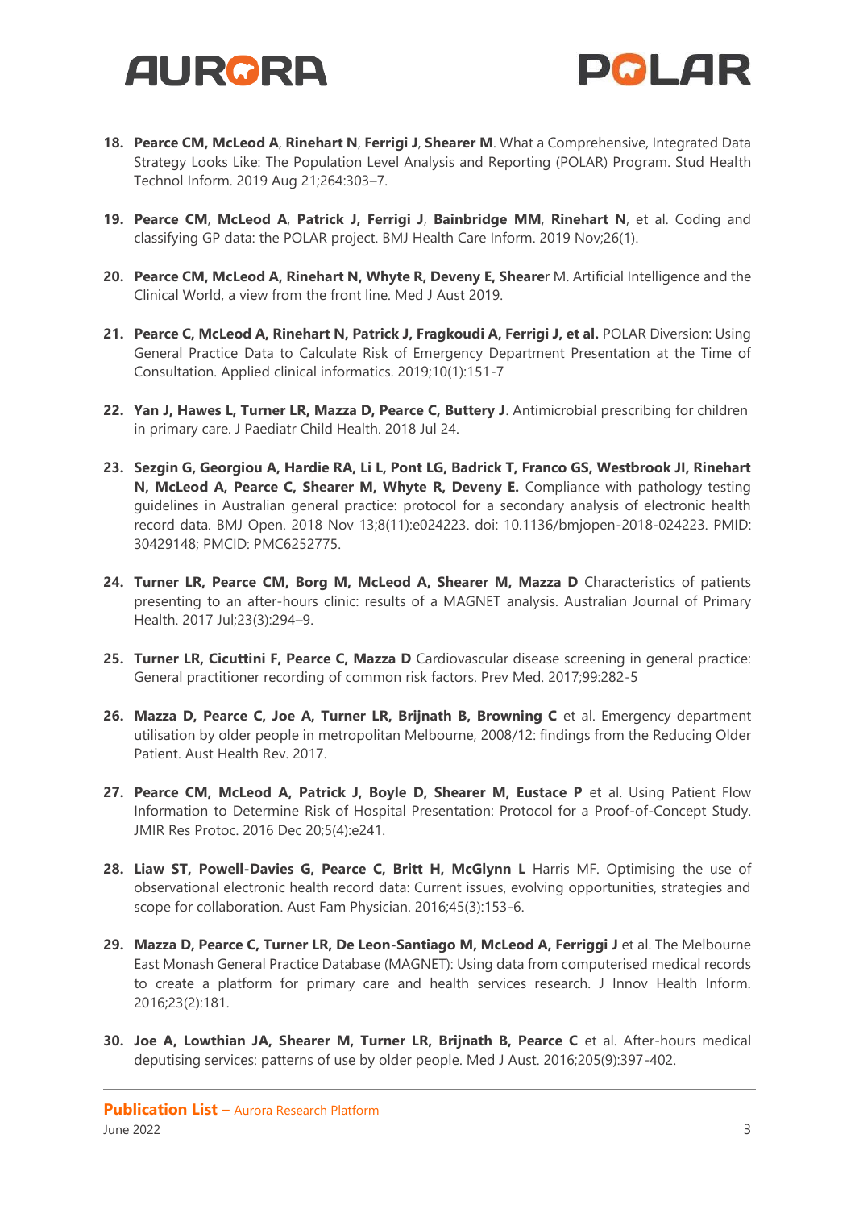18. **Pearce CM, McLeod A**, **Rinehart N**, **Ferrigi J**, **Shearer M**. What a Comprehensive, Integrated Data Strategy Looks Like: The Population Level Analysis and Reporting (POLAR) Program. Stud Health Technol Inform. 2019 Aug 21;264:303–7.

19. **Pearce CM**, **McLeod A**, **Patrick J**, **Ferrigi J**, **Bainbridge MM**, **Rinehart N**, et al. Coding and classifying GP data: the POLAR project. BMJ Health Care Inform. 2019 Nov;26(1).

20. **Pearce CM, McLeod A, Rinehart N, Whyte R, Deveny E, Sheare**r M. Artificial Intelligence and the Clinical World, a view from the front line. Med J Aust 2019.

21. **Pearce C, McLeod A, Rinehart N, Patrick J, Fragkoudi A, Ferrigi J, et al.** POLAR Diversion: Using General Practice Data to Calculate Risk of Emergency Department Presentation at the Time of Consultation. Applied clinical informatics. 2019;10(1):151-7

22. **Yan J, Hawes L, Turner LR, Mazza D, Pearce C, Buttery J**. Antimicrobial prescribing for children in primary care. J Paediatr Child Health. 2018 Jul 24.

23. **Sezgin G, Georgiou A, Hardie RA, Li L, Pont LG, Badrick T, Franco GS, Westbrook JI, Rinehart N, McLeod A, Pearce C, Shearer M, Whyte R, Deveny E.** Compliance with pathology testing guidelines in Australian general practice: protocol for a secondary analysis of electronic health record data. BMJ Open. 2018 Nov 13;8(11):e024223. doi: 10.1136/bmjopen-2018-024223. PMID: 30429148; PMCID: PMC6252775.

24. **Turner LR, Pearce CM, Borg M, McLeod A, Shearer M, Mazza D** Characteristics of patients presenting to an after-hours clinic: results of a MAGNET analysis. Australian Journal of Primary Health. 2017 Jul;23(3):294–9.

25. **Turner LR, Cicuttini F, Pearce C, Mazza D** Cardiovascular disease screening in general practice: General practitioner recording of common risk factors. Prev Med. 2017;99:282-5

26. **Mazza D, Pearce C, Joe A, Turner LR, Brijnath B, Browning C** et al. Emergency department utilisation by older people in metropolitan Melbourne, 2008/12: findings from the Reducing Older Patient. Aust Health Rev. 2017.

27. **Pearce CM, McLeod A, Patrick J, Boyle D, Shearer M, Eustace P** et al. Using Patient Flow Information to Determine Risk of Hospital Presentation: Protocol for a Proof-of-Concept Study. JMIR Res Protoc. 2016 Dec 20;5(4):e241.

28. **Liaw ST, Powell-Davies G, Pearce C, Britt H, McGlynn L** Harris MF. Optimising the use of observational electronic health record data: Current issues, evolving opportunities, strategies and scope for collaboration. Aust Fam Physician. 2016;45(3):153-6.

29. **Mazza D, Pearce C, Turner LR, De Leon-Santiago M, McLeod A, Ferriggi J** et al. The Melbourne East Monash General Practice Database (MAGNET): Using data from computerised medical records to create a platform for primary care and health services research. J Innov Health Inform. 2016;23(2):181.

30. **Joe A, Lowthian JA, Shearer M, Turner LR, Brijnath B, Pearce C** et al. After-hours medical deputising services: patterns of use by older people. Med J Aust. 2016;205(9):397-402.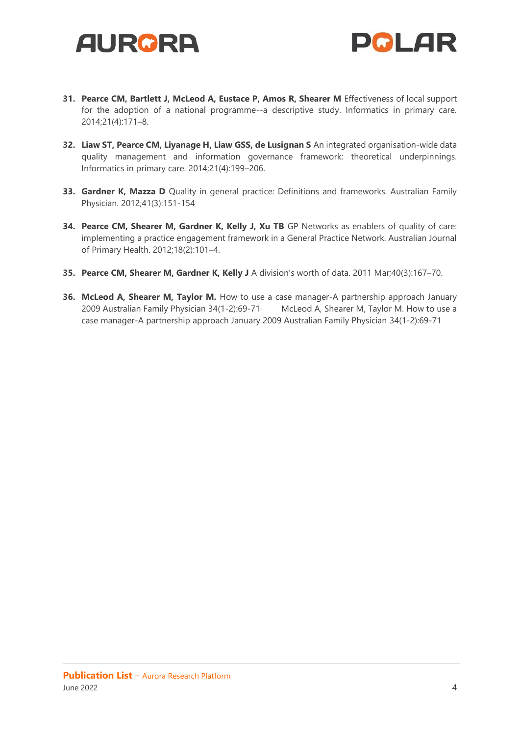31. **Pearce CM, Bartlett J, McLeod A, Eustace P, Amos R, Shearer M** Effectiveness of local support for the adoption of a national programme--a descriptive study. Informatics in primary care. 2014;21(4):171–8.

32. **Liaw ST, Pearce CM, Liyanage H, Liaw GSS, de Lusignan S** An integrated organisation-wide data quality management and information governance framework: theoretical underpinnings. Informatics in primary care. 2014;21(4):199–206.

33. **Gardner K, Mazza D** Quality in general practice: Definitions and frameworks. Australian Family Physician. 2012;41(3):151-154

34. **Pearce CM, Shearer M, Gardner K, Kelly J, Xu TB** GP Networks as enablers of quality of care: implementing a practice engagement framework in a General Practice Network. Australian Journal of Primary Health. 2012;18(2):101–4.

35. **Pearce CM, Shearer M, Gardner K, Kelly J** A division's worth of data. 2011 Mar;40(3):167–70.

36. **McLeod A, Shearer M, Taylor M.** How to use a case manager-A partnership approach January 2009 Australian Family Physician 34(1-2):69-71· McLeod A, Shearer M, Taylor M. How to use a case manager-A partnership approach January 2009 Australian Family Physician 34(1-2):69-71